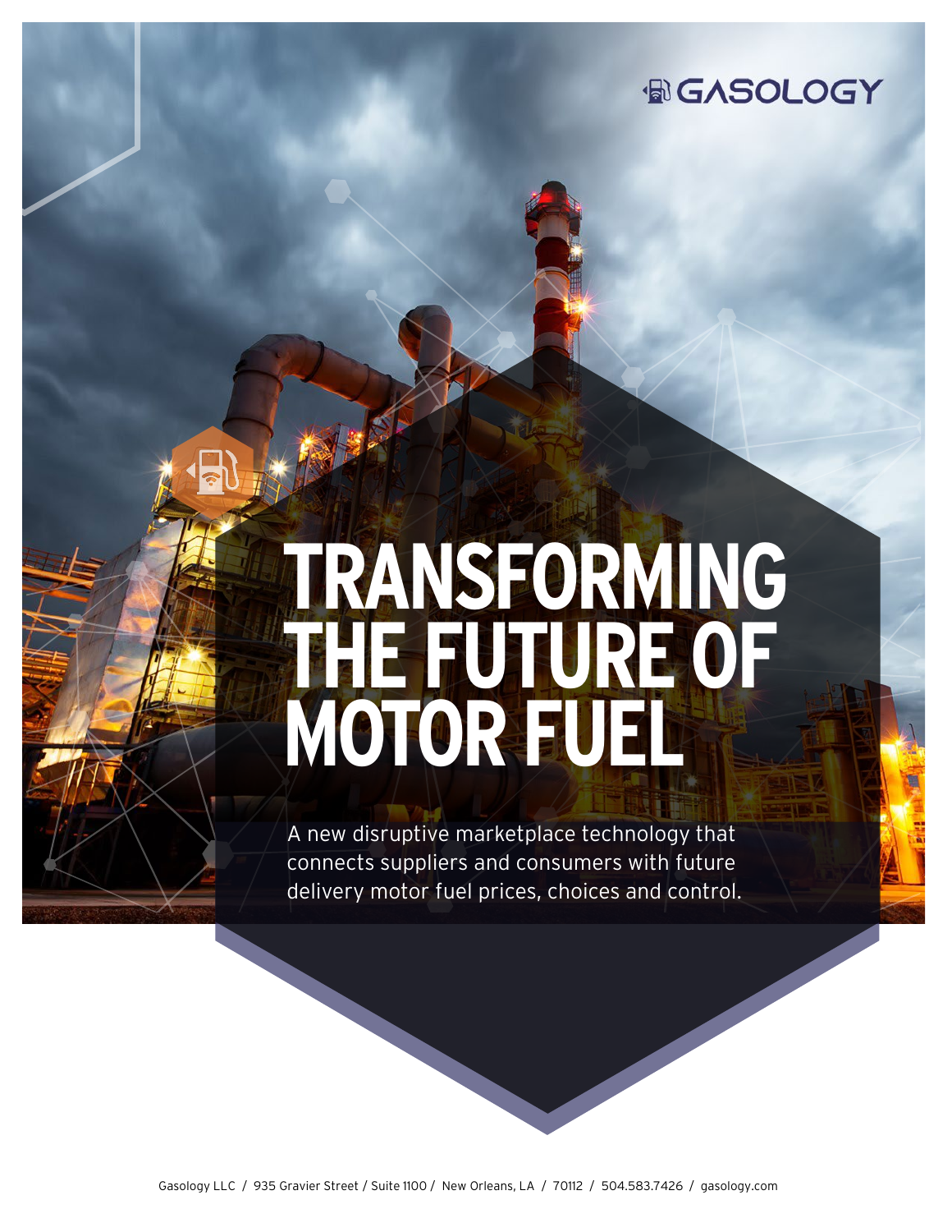GASOLOGY

# TRANSFORMING THE FUTURE OF MOTOR FUEL

A new disruptive marketplace technology that connects suppliers and consumers with future delivery motor fuel prices, choices and control.

Gasology LLC / 935 Gravier Street / Suite 1100 / New Orleans, LA / 70112 / 504.583.7426 / gasology.com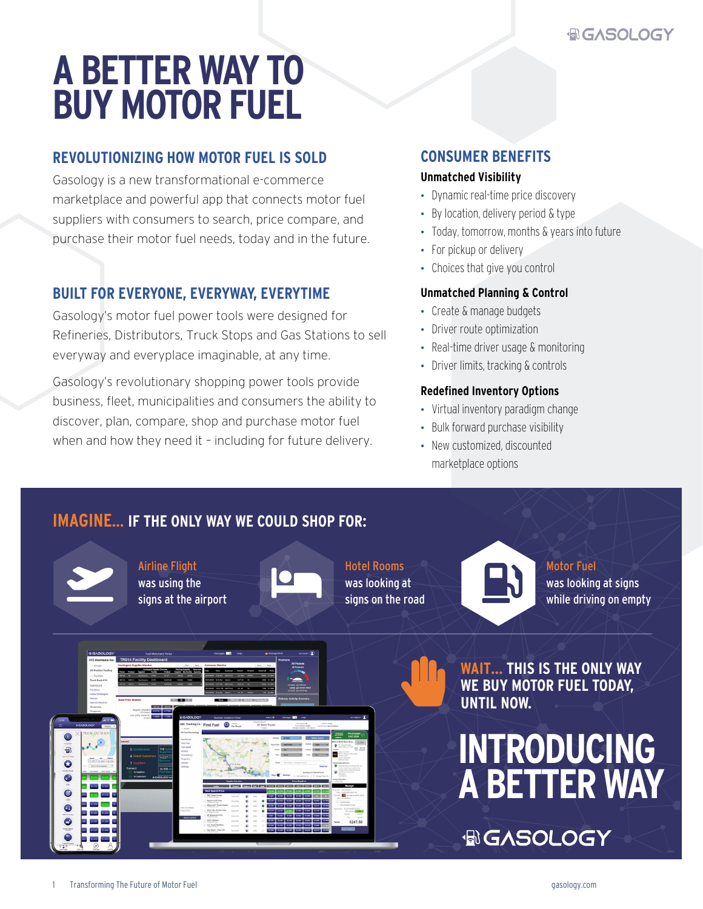# A BETTER WAY TO BUY MOTOR FUEL

## REVOLUTIONIZING HOW MOTOR FUEL IS SOLD

Gasology is a new transformational e-commerce marketplace and powerful app that connects motor fuel suppliers with consumers to search, price compare, and purchase their motor fuel needs, today and in the future.

## BUILT FOR EVERYONE, EVERYWAY, EVERYTIME

Gasology's motor fuel power tools were designed for Refineries, Distributors, Truck Stops and Gas Stations to sell everyway and everyplace imaginable, at any time.

Gasology's revolutionary shopping power tools provide business, fleet, municipalities and consumers the ability to discover, plan, compare, shop and purchase motor fuel when and how they need it – including for future delivery.

## CONSUMER BENEFITS

### Unmatched Visibility

- Dynamic real-time price discovery
- By location, delivery period & type
- Today, tomorrow, months & years into future
- For pickup or delivery
- Choices that give you control

### Unmatched Planning & Control

- Create & manage budgets
- Driver route optimization
- Real-time driver usage & monitoring
- Driver limits, tracking & controls

### Redefined Inventory Options

- Virtual inventory paradigm change
- Bulk forward purchase visibility
- New customized, discounted marketplace options

## IMAGINE... IF THE ONLY WAY WE COULD SHOP FOR:

**Airline Flight** was using the signs at the airport

**Hotel Rooms** was looking at signs on the road

**Motor Fuel** was looking at signs while driving on empty

**WAIT... THIS IS THE ONLY WAY WE BUY MOTOR FUEL TODAY, UNTIL NOW.**

# INTRODUCING A BETTER WAY

GASOLOGY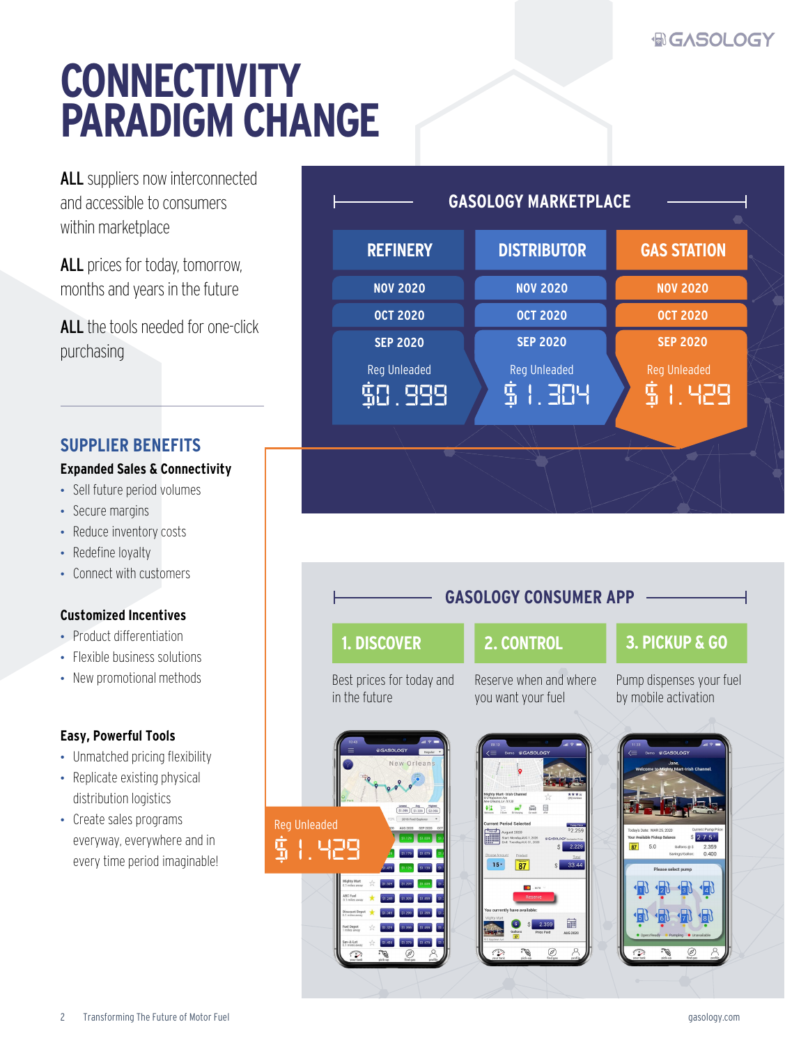# CONNECTIVITY PARADIGM CHANGE

**ALL** suppliers now interconnected and accessible to consumers within marketplace

**ALL** prices for today, tomorrow, months and years in the future

**ALL** the tools needed for one-click purchasing

## SUPPLIER BENEFITS

### Expanded Sales & Connectivity

- Sell future period volumes
- Secure margins
- Reduce inventory costs
- Redefine loyalty
- Connect with customers

### Customized Incentives

- Product differentiation
- Flexible business solutions
- New promotional methods

### Easy, Powerful Tools

- Unmatched pricing flexibility
- Replicate existing physical distribution logistics
- Create sales programs everyway, everywhere and in every time period imaginable!

## GASOLOGY MARKETPLACE

| REFINERY | DISTRIBUTOR | GAS STATION |
|---|---|---|
| NOV 2020 | NOV 2020 | NOV 2020 |
| OCT 2020 | OCT 2020 | OCT 2020 |
| SEP 2020 | SEP 2020 | SEP 2020 |
| Reg Unleaded $0.999 | Reg Unleaded $1.304 | Reg Unleaded $1.429 |

## GASOLOGY CONSUMER APP

**1. DISCOVER**
Best prices for today and in the future

**2. CONTROL**
Reserve when and where you want your fuel

**3. PICKUP & GO**
Pump dispenses your fuel by mobile activation

Reg Unleaded $1.429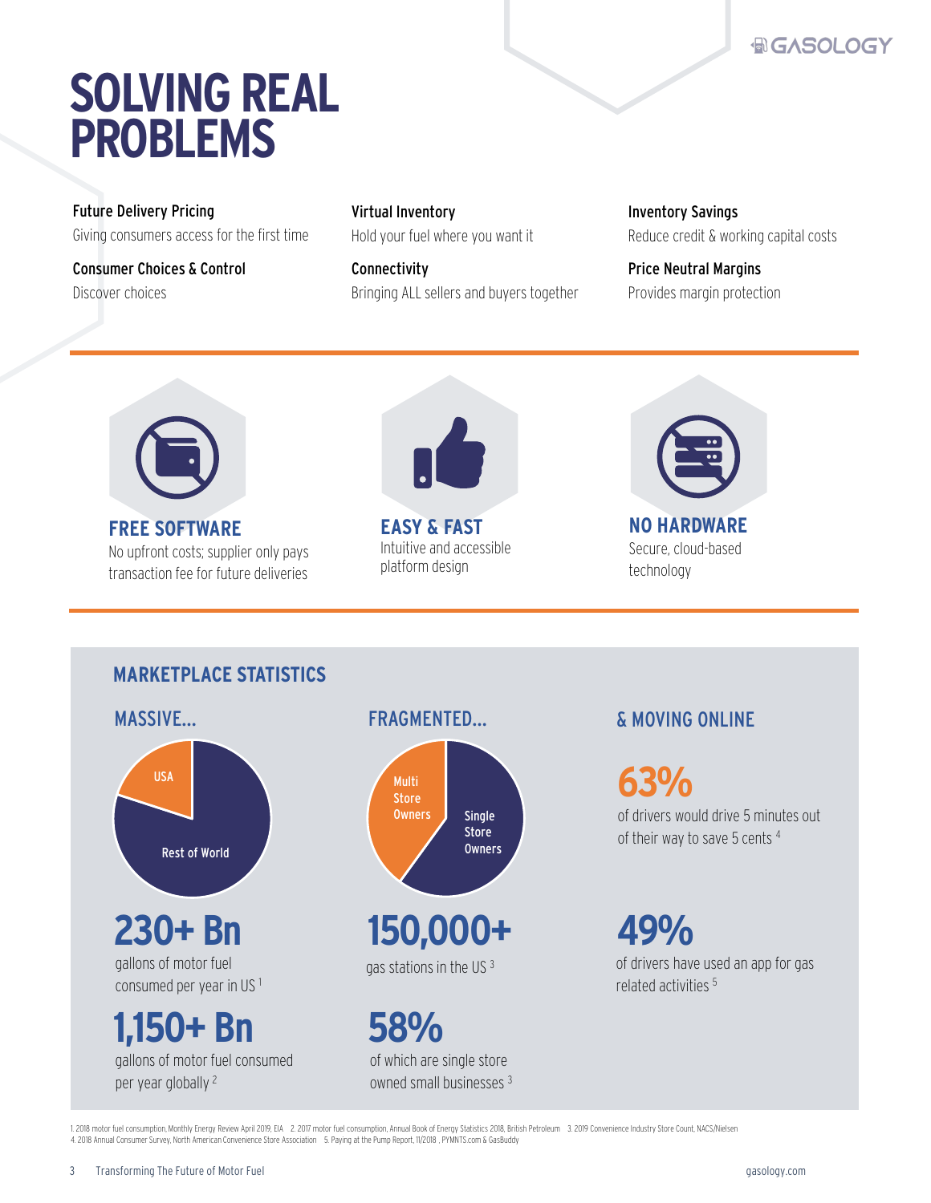# SOLVING REAL PROBLEMS

**Future Delivery Pricing**
Giving consumers access for the first time

**Consumer Choices & Control**
Discover choices

**Virtual Inventory**
Hold your fuel where you want it

**Connectivity**
Bringing ALL sellers and buyers together

**Inventory Savings**
Reduce credit & working capital costs

**Price Neutral Margins**
Provides margin protection

---

### FREE SOFTWARE
No upfront costs; supplier only pays transaction fee for future deliveries

### EASY & FAST
Intuitive and accessible platform design

### NO HARDWARE
Secure, cloud-based technology

---

## MARKETPLACE STATISTICS

### MASSIVE...

USA

Rest of World

**230+ Bn**
gallons of motor fuel consumed per year in US [1]

**1,150+ Bn**
gallons of motor fuel consumed per year globally [2]

### FRAGMENTED...

Multi Store Owners

Single Store Owners

**150,000+**
gas stations in the US [3]

**58%**
of which are single store owned small businesses [3]

### & MOVING ONLINE

**63%**
of drivers would drive 5 minutes out of their way to save 5 cents [4]

**49%**
of drivers have used an app for gas related activities [5]

1. 2018 motor fuel consumption, Monthly Energy Review April 2019, EIA 2. 2017 motor fuel consumption, Annual Book of Energy Statistics 2018, British Petroleum 3. 2019 Convenience Industry Store Count, NACS/Nielsen
4. 2018 Annual Consumer Survey, North American Convenience Store Association 5. Paying at the Pump Report, 11/2018 ; PYMNTS.com & GasBuddy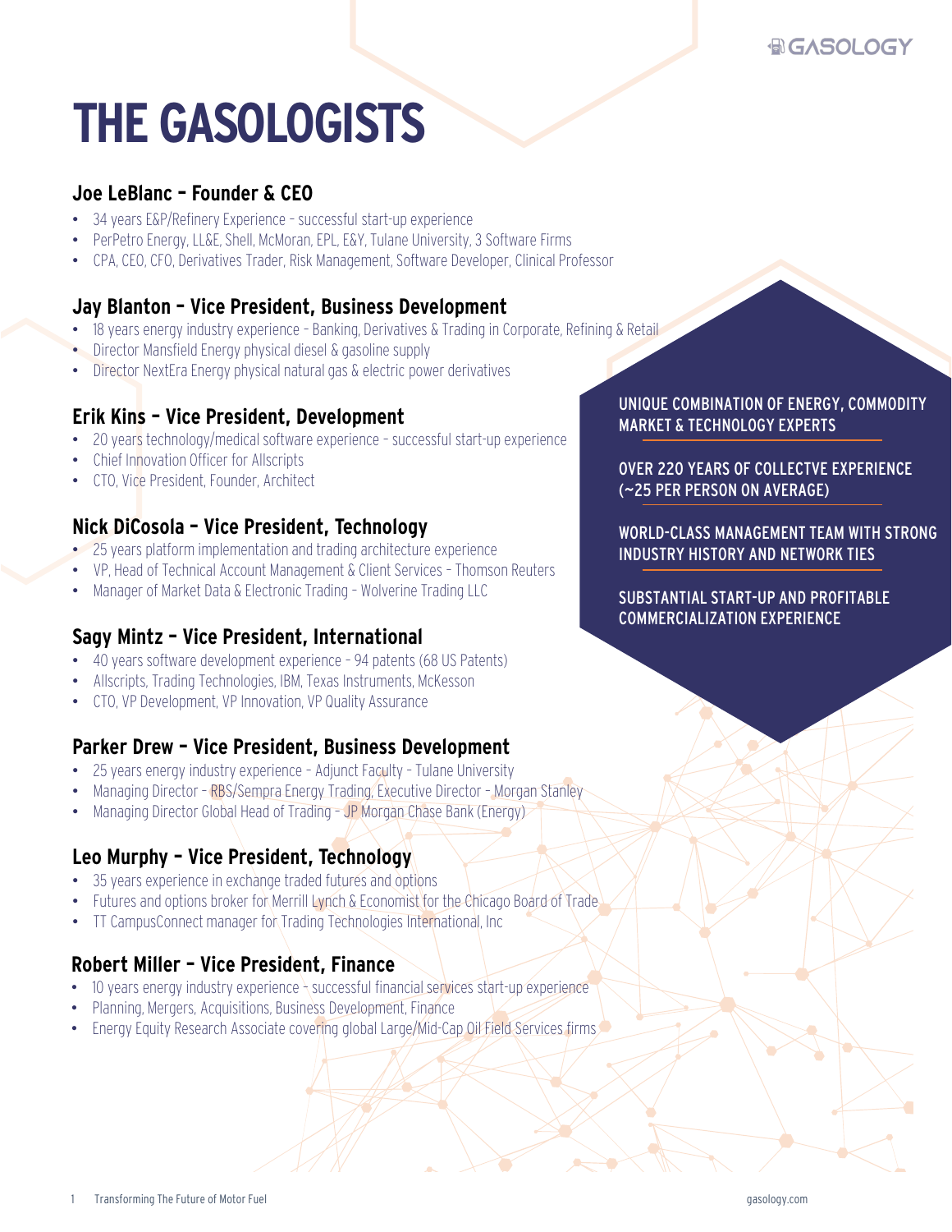# THE GASOLOGISTS

### Joe LeBlanc – Founder & CEO

- 34 years E&P/Refinery Experience – successful start-up experience
- PerPetro Energy, LL&E, Shell, McMoran, EPL, E&Y, Tulane University, 3 Software Firms
- CPA, CEO, CFO, Derivatives Trader, Risk Management, Software Developer, Clinical Professor

### Jay Blanton – Vice President, Business Development

- 18 years energy industry experience – Banking, Derivatives & Trading in Corporate, Refining & Retail
- Director Mansfield Energy physical diesel & gasoline supply
- Director NextEra Energy physical natural gas & electric power derivatives

### Erik Kins – Vice President, Development

- 20 years technology/medical software experience – successful start-up experience
- Chief Innovation Officer for Allscripts
- CTO, Vice President, Founder, Architect

### Nick DiCosola – Vice President, Technology

- 25 years platform implementation and trading architecture experience
- VP, Head of Technical Account Management & Client Services – Thomson Reuters
- Manager of Market Data & Electronic Trading – Wolverine Trading LLC

### Sagy Mintz – Vice President, International

- 40 years software development experience – 94 patents (68 US Patents)
- Allscripts, Trading Technologies, IBM, Texas Instruments, McKesson
- CTO, VP Development, VP Innovation, VP Quality Assurance

### Parker Drew – Vice President, Business Development

- 25 years energy industry experience – Adjunct Faculty – Tulane University
- Managing Director – RBS/Sempra Energy Trading, Executive Director – Morgan Stanley
- Managing Director Global Head of Trading – JP Morgan Chase Bank (Energy)

### Leo Murphy – Vice President, Technology

- 35 years experience in exchange traded futures and options
- Futures and options broker for Merrill Lynch & Economist for the Chicago Board of Trade
- TT CampusConnect manager for Trading Technologies International, Inc

### Robert Miller – Vice President, Finance

- 10 years energy industry experience – successful financial services start-up experience
- Planning, Mergers, Acquisitions, Business Development, Finance
- Energy Equity Research Associate covering global Large/Mid-Cap Oil Field Services firms

UNIQUE COMBINATION OF ENERGY, COMMODITY MARKET & TECHNOLOGY EXPERTS

OVER 220 YEARS OF COLLECTVE EXPERIENCE (~25 PER PERSON ON AVERAGE)

WORLD-CLASS MANAGEMENT TEAM WITH STRONG INDUSTRY HISTORY AND NETWORK TIES

SUBSTANTIAL START-UP AND PROFITABLE COMMERCIALIZATION EXPERIENCE